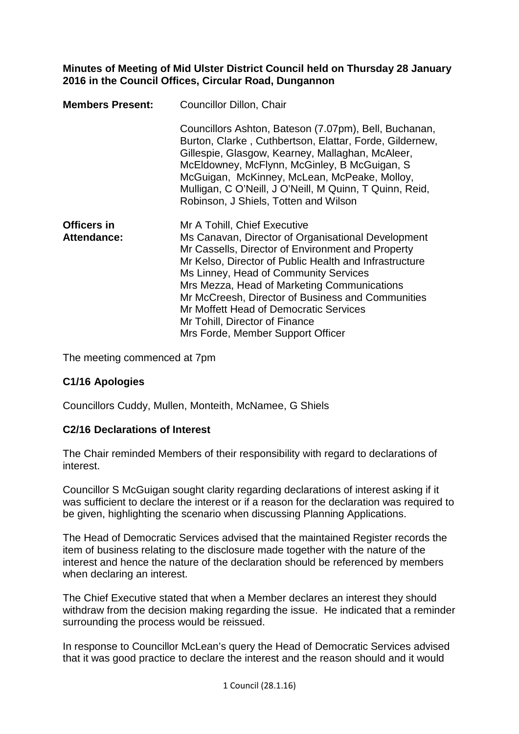**Minutes of Meeting of Mid Ulster District Council held on Thursday 28 January 2016 in the Council Offices, Circular Road, Dungannon**

| | |
|---|---|
| **Members Present:** | Councillor Dillon, Chair<br><br>Councillors Ashton, Bateson (7.07pm), Bell, Buchanan, Burton, Clarke , Cuthbertson, Elattar, Forde, Gildernew, Gillespie, Glasgow, Kearney, Mallaghan, McAleer, McEldowney, McFlynn, McGinley, B McGuigan, S McGuigan, McKinney, McLean, McPeake, Molloy, Mulligan, C O'Neill, J O'Neill, M Quinn, T Quinn, Reid, Robinson, J Shiels, Totten and Wilson |
| **Officers in Attendance:** | Mr A Tohill, Chief Executive<br>Ms Canavan, Director of Organisational Development<br>Mr Cassells, Director of Environment and Property<br>Mr Kelso, Director of Public Health and Infrastructure<br>Ms Linney, Head of Community Services<br>Mrs Mezza, Head of Marketing Communications<br>Mr McCreesh, Director of Business and Communities<br>Mr Moffett Head of Democratic Services<br>Mr Tohill, Director of Finance<br>Mrs Forde, Member Support Officer |

The meeting commenced at 7pm

**C1/16 Apologies**

Councillors Cuddy, Mullen, Monteith, McNamee, G Shiels

**C2/16 Declarations of Interest**

The Chair reminded Members of their responsibility with regard to declarations of interest.

Councillor S McGuigan sought clarity regarding declarations of interest asking if it was sufficient to declare the interest or if a reason for the declaration was required to be given, highlighting the scenario when discussing Planning Applications.

The Head of Democratic Services advised that the maintained Register records the item of business relating to the disclosure made together with the nature of the interest and hence the nature of the declaration should be referenced by members when declaring an interest.

The Chief Executive stated that when a Member declares an interest they should withdraw from the decision making regarding the issue. He indicated that a reminder surrounding the process would be reissued.

In response to Councillor McLean's query the Head of Democratic Services advised that it was good practice to declare the interest and the reason should and it would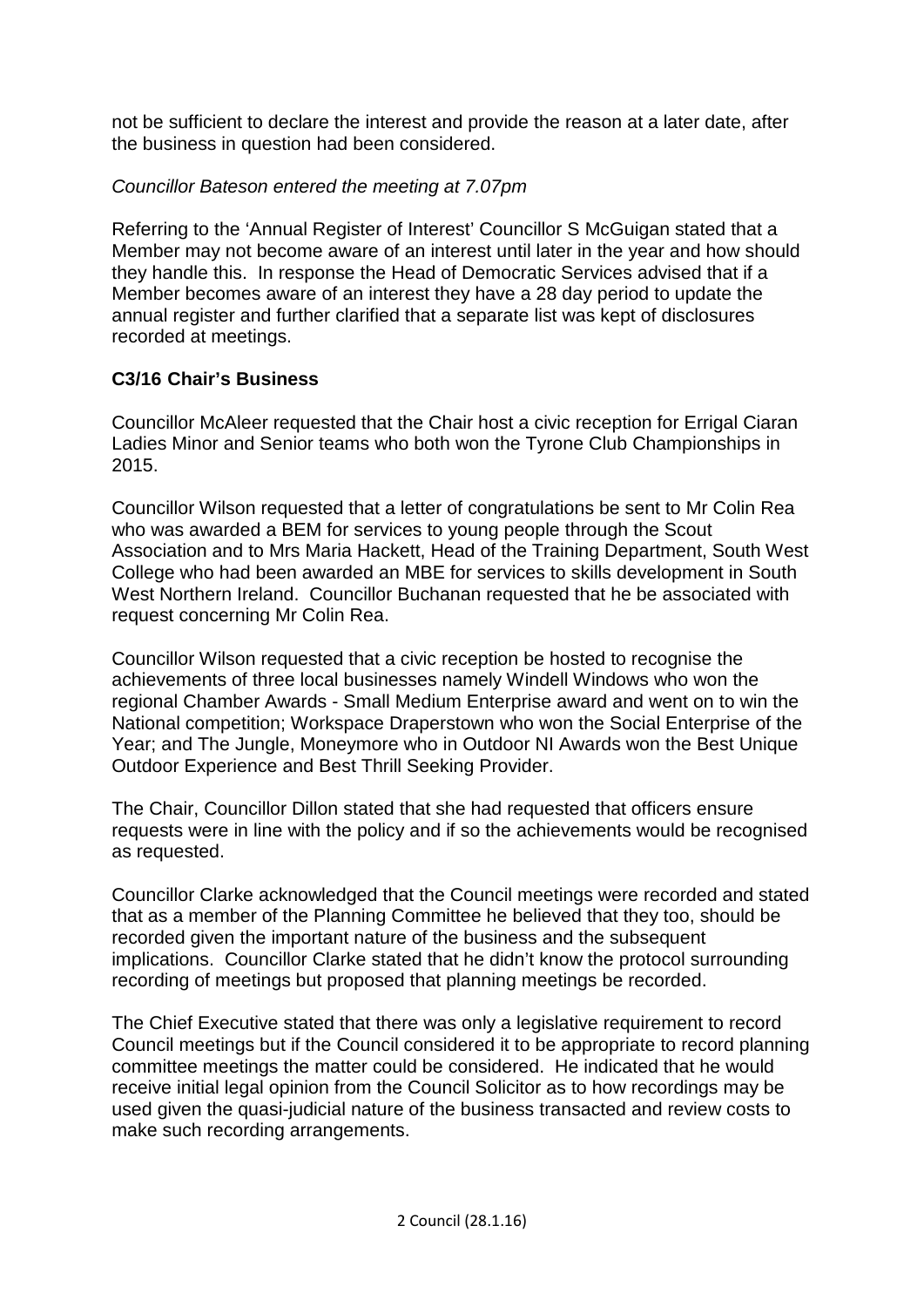not be sufficient to declare the interest and provide the reason at a later date, after the business in question had been considered.

*Councillor Bateson entered the meeting at 7.07pm*

Referring to the 'Annual Register of Interest' Councillor S McGuigan stated that a Member may not become aware of an interest until later in the year and how should they handle this. In response the Head of Democratic Services advised that if a Member becomes aware of an interest they have a 28 day period to update the annual register and further clarified that a separate list was kept of disclosures recorded at meetings.

**C3/16 Chair's Business**

Councillor McAleer requested that the Chair host a civic reception for Errigal Ciaran Ladies Minor and Senior teams who both won the Tyrone Club Championships in 2015.

Councillor Wilson requested that a letter of congratulations be sent to Mr Colin Rea who was awarded a BEM for services to young people through the Scout Association and to Mrs Maria Hackett, Head of the Training Department, South West College who had been awarded an MBE for services to skills development in South West Northern Ireland. Councillor Buchanan requested that he be associated with request concerning Mr Colin Rea.

Councillor Wilson requested that a civic reception be hosted to recognise the achievements of three local businesses namely Windell Windows who won the regional Chamber Awards - Small Medium Enterprise award and went on to win the National competition; Workspace Draperstown who won the Social Enterprise of the Year; and The Jungle, Moneymore who in Outdoor NI Awards won the Best Unique Outdoor Experience and Best Thrill Seeking Provider.

The Chair, Councillor Dillon stated that she had requested that officers ensure requests were in line with the policy and if so the achievements would be recognised as requested.

Councillor Clarke acknowledged that the Council meetings were recorded and stated that as a member of the Planning Committee he believed that they too, should be recorded given the important nature of the business and the subsequent implications. Councillor Clarke stated that he didn't know the protocol surrounding recording of meetings but proposed that planning meetings be recorded.

The Chief Executive stated that there was only a legislative requirement to record Council meetings but if the Council considered it to be appropriate to record planning committee meetings the matter could be considered. He indicated that he would receive initial legal opinion from the Council Solicitor as to how recordings may be used given the quasi-judicial nature of the business transacted and review costs to make such recording arrangements.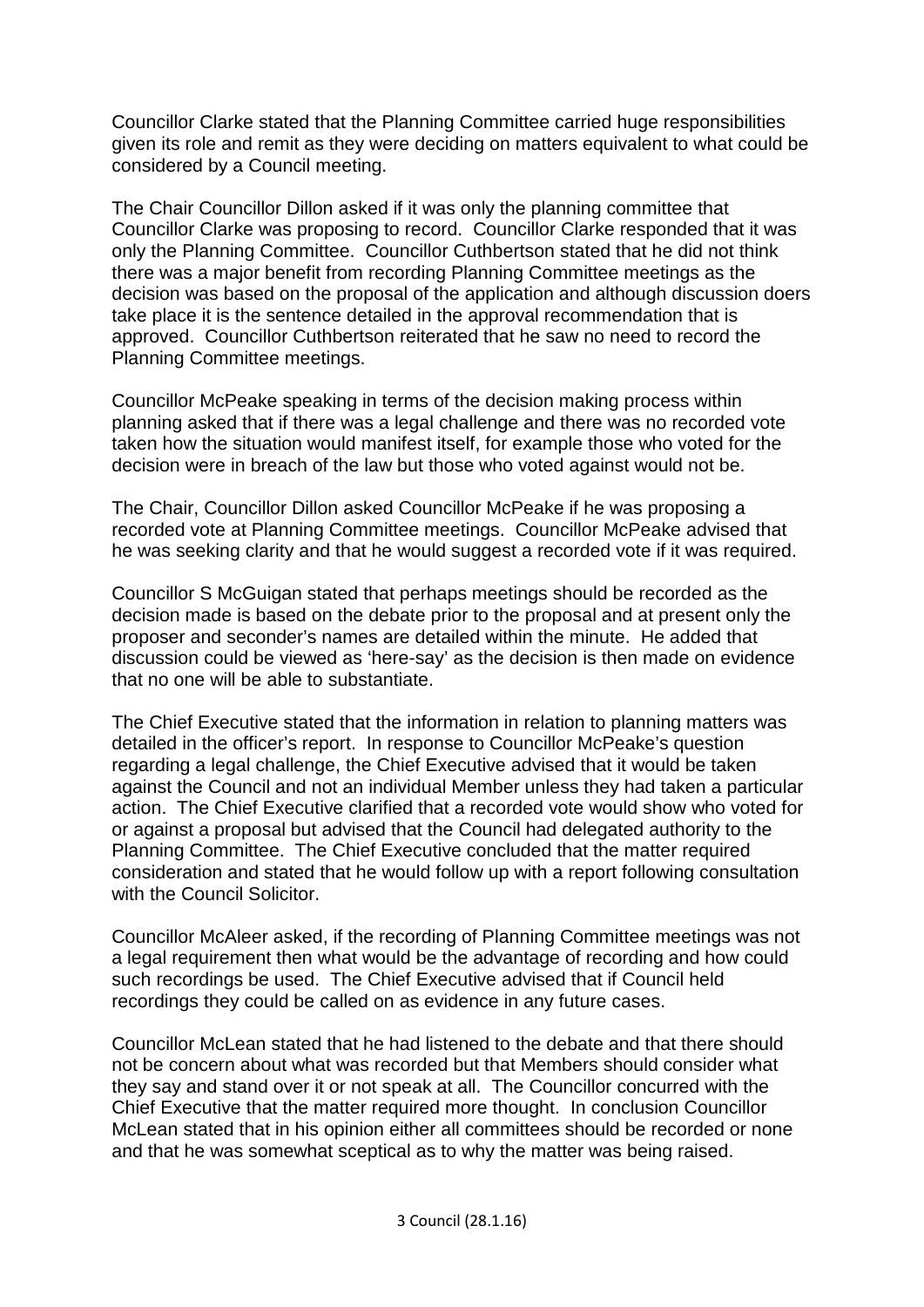Councillor Clarke stated that the Planning Committee carried huge responsibilities given its role and remit as they were deciding on matters equivalent to what could be considered by a Council meeting.

The Chair Councillor Dillon asked if it was only the planning committee that Councillor Clarke was proposing to record. Councillor Clarke responded that it was only the Planning Committee. Councillor Cuthbertson stated that he did not think there was a major benefit from recording Planning Committee meetings as the decision was based on the proposal of the application and although discussion doers take place it is the sentence detailed in the approval recommendation that is approved. Councillor Cuthbertson reiterated that he saw no need to record the Planning Committee meetings.

Councillor McPeake speaking in terms of the decision making process within planning asked that if there was a legal challenge and there was no recorded vote taken how the situation would manifest itself, for example those who voted for the decision were in breach of the law but those who voted against would not be.

The Chair, Councillor Dillon asked Councillor McPeake if he was proposing a recorded vote at Planning Committee meetings. Councillor McPeake advised that he was seeking clarity and that he would suggest a recorded vote if it was required.

Councillor S McGuigan stated that perhaps meetings should be recorded as the decision made is based on the debate prior to the proposal and at present only the proposer and seconder's names are detailed within the minute. He added that discussion could be viewed as 'here-say' as the decision is then made on evidence that no one will be able to substantiate.

The Chief Executive stated that the information in relation to planning matters was detailed in the officer's report. In response to Councillor McPeake's question regarding a legal challenge, the Chief Executive advised that it would be taken against the Council and not an individual Member unless they had taken a particular action. The Chief Executive clarified that a recorded vote would show who voted for or against a proposal but advised that the Council had delegated authority to the Planning Committee. The Chief Executive concluded that the matter required consideration and stated that he would follow up with a report following consultation with the Council Solicitor.

Councillor McAleer asked, if the recording of Planning Committee meetings was not a legal requirement then what would be the advantage of recording and how could such recordings be used. The Chief Executive advised that if Council held recordings they could be called on as evidence in any future cases.

Councillor McLean stated that he had listened to the debate and that there should not be concern about what was recorded but that Members should consider what they say and stand over it or not speak at all. The Councillor concurred with the Chief Executive that the matter required more thought. In conclusion Councillor McLean stated that in his opinion either all committees should be recorded or none and that he was somewhat sceptical as to why the matter was being raised.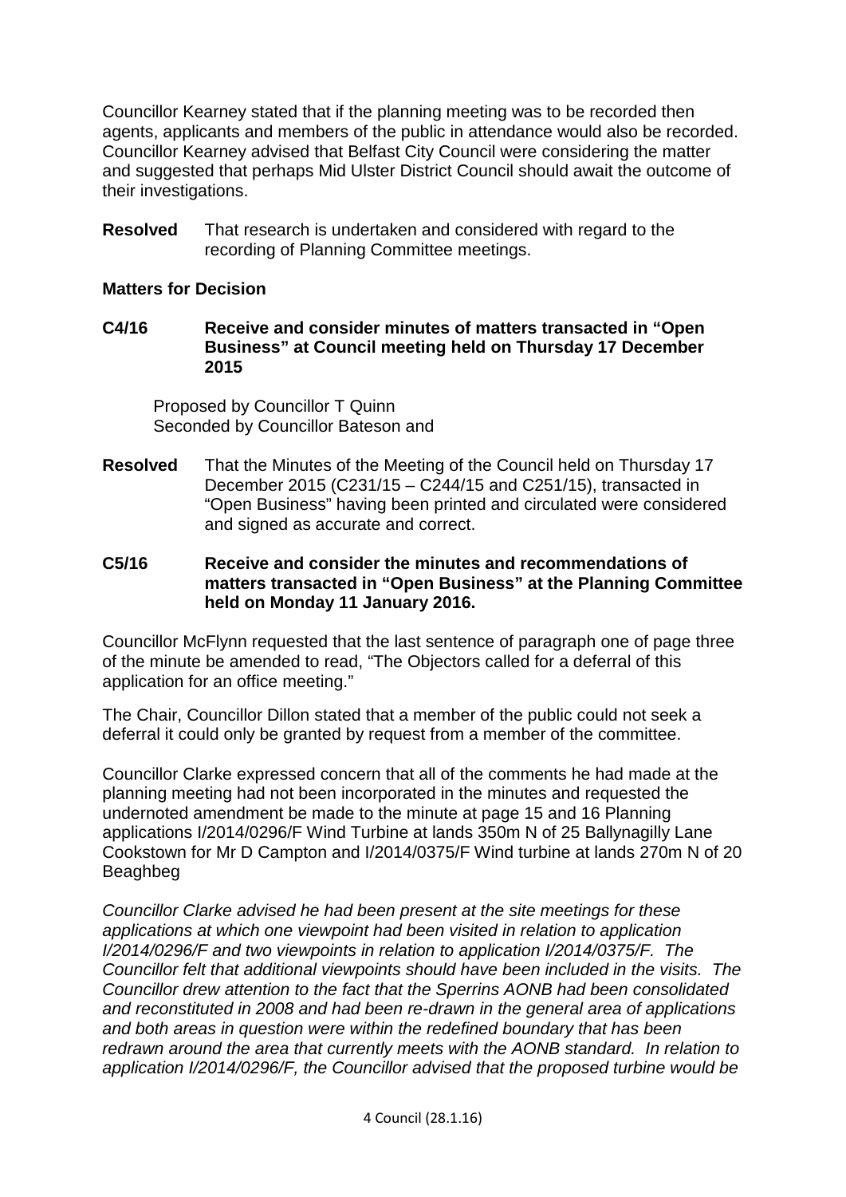Councillor Kearney stated that if the planning meeting was to be recorded then agents, applicants and members of the public in attendance would also be recorded. Councillor Kearney advised that Belfast City Council were considering the matter and suggested that perhaps Mid Ulster District Council should await the outcome of their investigations.

**Resolved** That research is undertaken and considered with regard to the recording of Planning Committee meetings.

**Matters for Decision**

**C4/16 Receive and consider minutes of matters transacted in "Open Business" at Council meeting held on Thursday 17 December 2015**

Proposed by Councillor T Quinn
Seconded by Councillor Bateson and

**Resolved** That the Minutes of the Meeting of the Council held on Thursday 17 December 2015 (C231/15 – C244/15 and C251/15), transacted in "Open Business" having been printed and circulated were considered and signed as accurate and correct.

**C5/16 Receive and consider the minutes and recommendations of matters transacted in "Open Business" at the Planning Committee held on Monday 11 January 2016.**

Councillor McFlynn requested that the last sentence of paragraph one of page three of the minute be amended to read, "The Objectors called for a deferral of this application for an office meeting."

The Chair, Councillor Dillon stated that a member of the public could not seek a deferral it could only be granted by request from a member of the committee.

Councillor Clarke expressed concern that all of the comments he had made at the planning meeting had not been incorporated in the minutes and requested the undernoted amendment be made to the minute at page 15 and 16 Planning applications I/2014/0296/F Wind Turbine at lands 350m N of 25 Ballynagilly Lane Cookstown for Mr D Campton and I/2014/0375/F Wind turbine at lands 270m N of 20 Beaghbeg

*Councillor Clarke advised he had been present at the site meetings for these applications at which one viewpoint had been visited in relation to application I/2014/0296/F and two viewpoints in relation to application I/2014/0375/F. The Councillor felt that additional viewpoints should have been included in the visits. The Councillor drew attention to the fact that the Sperrins AONB had been consolidated and reconstituted in 2008 and had been re-drawn in the general area of applications and both areas in question were within the redefined boundary that has been redrawn around the area that currently meets with the AONB standard. In relation to application I/2014/0296/F, the Councillor advised that the proposed turbine would be*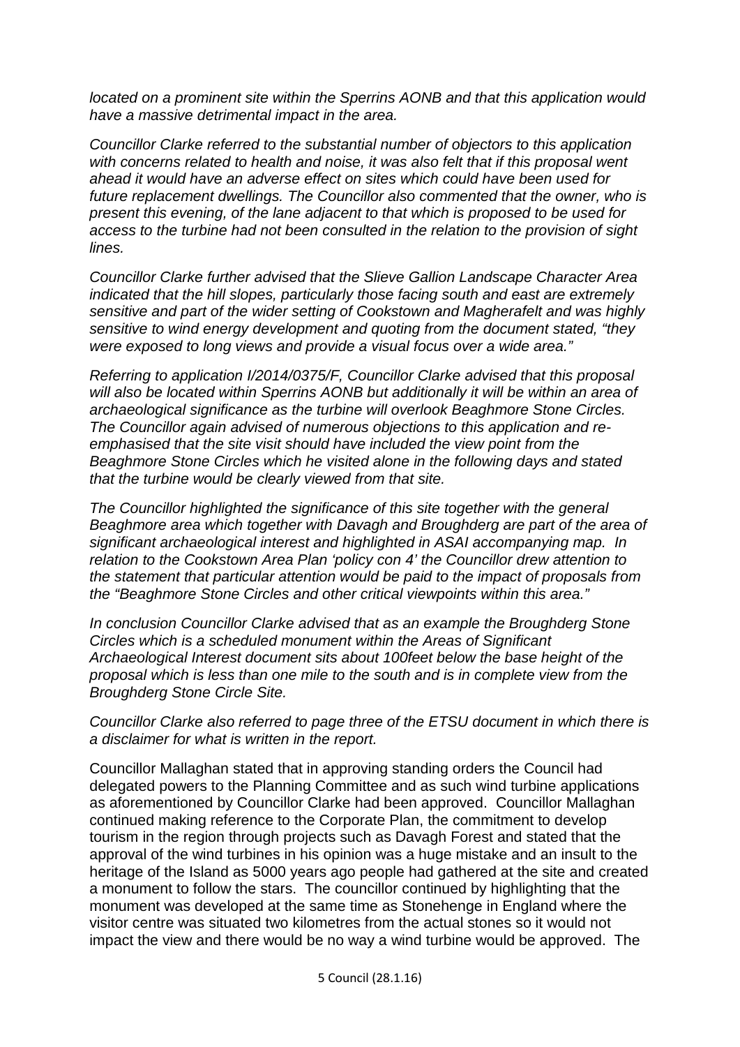*located on a prominent site within the Sperrins AONB and that this application would have a massive detrimental impact in the area.*

*Councillor Clarke referred to the substantial number of objectors to this application with concerns related to health and noise, it was also felt that if this proposal went ahead it would have an adverse effect on sites which could have been used for future replacement dwellings. The Councillor also commented that the owner, who is present this evening, of the lane adjacent to that which is proposed to be used for access to the turbine had not been consulted in the relation to the provision of sight lines.*

*Councillor Clarke further advised that the Slieve Gallion Landscape Character Area indicated that the hill slopes, particularly those facing south and east are extremely sensitive and part of the wider setting of Cookstown and Magherafelt and was highly sensitive to wind energy development and quoting from the document stated, "they were exposed to long views and provide a visual focus over a wide area."*

*Referring to application I/2014/0375/F, Councillor Clarke advised that this proposal will also be located within Sperrins AONB but additionally it will be within an area of archaeological significance as the turbine will overlook Beaghmore Stone Circles. The Councillor again advised of numerous objections to this application and re-emphasised that the site visit should have included the view point from the Beaghmore Stone Circles which he visited alone in the following days and stated that the turbine would be clearly viewed from that site.*

*The Councillor highlighted the significance of this site together with the general Beaghmore area which together with Davagh and Broughderg are part of the area of significant archaeological interest and highlighted in ASAI accompanying map. In relation to the Cookstown Area Plan 'policy con 4' the Councillor drew attention to the statement that particular attention would be paid to the impact of proposals from the "Beaghmore Stone Circles and other critical viewpoints within this area."*

*In conclusion Councillor Clarke advised that as an example the Broughderg Stone Circles which is a scheduled monument within the Areas of Significant Archaeological Interest document sits about 100feet below the base height of the proposal which is less than one mile to the south and is in complete view from the Broughderg Stone Circle Site.*

*Councillor Clarke also referred to page three of the ETSU document in which there is a disclaimer for what is written in the report.*

Councillor Mallaghan stated that in approving standing orders the Council had delegated powers to the Planning Committee and as such wind turbine applications as aforementioned by Councillor Clarke had been approved. Councillor Mallaghan continued making reference to the Corporate Plan, the commitment to develop tourism in the region through projects such as Davagh Forest and stated that the approval of the wind turbines in his opinion was a huge mistake and an insult to the heritage of the Island as 5000 years ago people had gathered at the site and created a monument to follow the stars. The councillor continued by highlighting that the monument was developed at the same time as Stonehenge in England where the visitor centre was situated two kilometres from the actual stones so it would not impact the view and there would be no way a wind turbine would be approved. The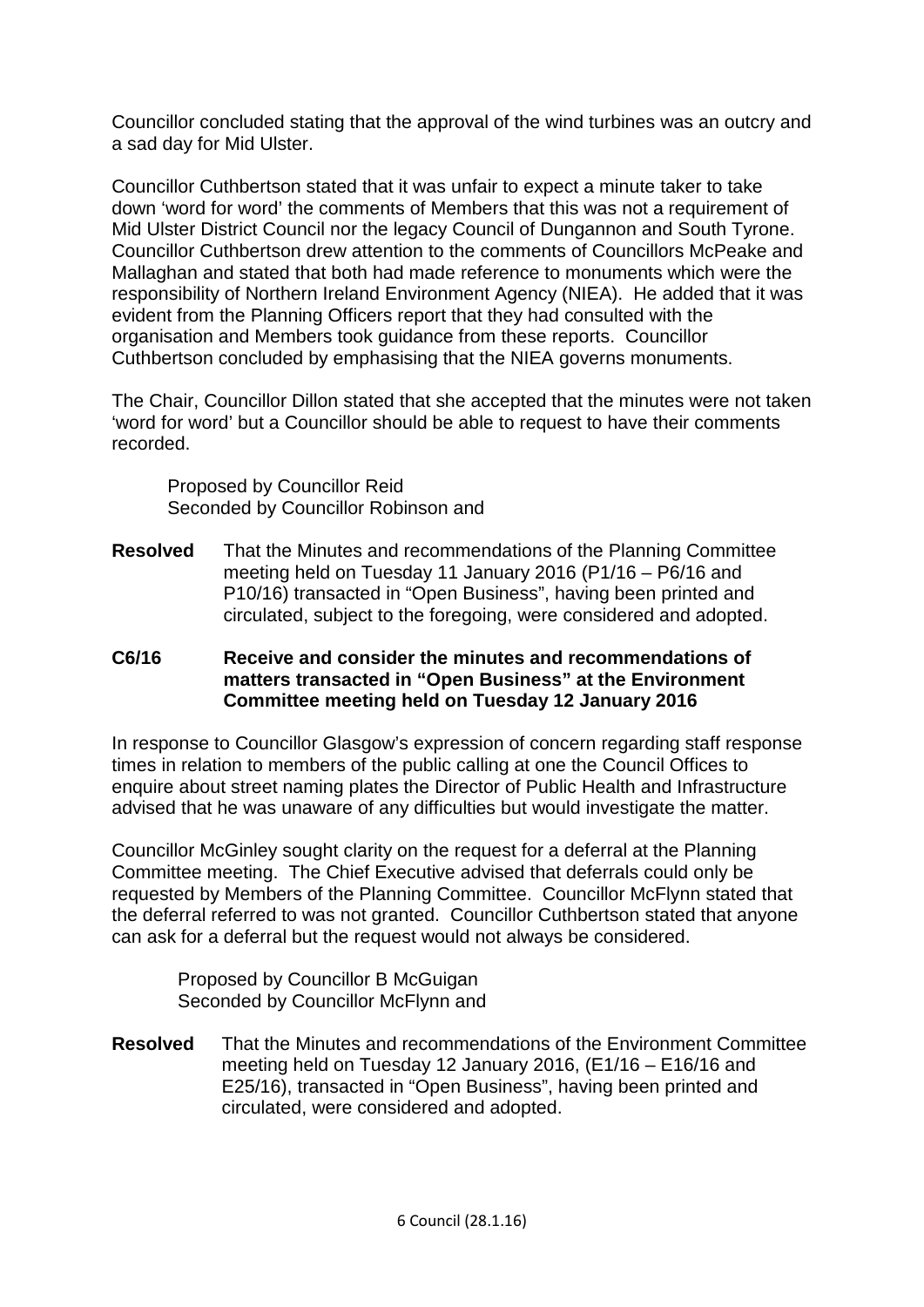Councillor concluded stating that the approval of the wind turbines was an outcry and a sad day for Mid Ulster.

Councillor Cuthbertson stated that it was unfair to expect a minute taker to take down 'word for word' the comments of Members that this was not a requirement of Mid Ulster District Council nor the legacy Council of Dungannon and South Tyrone. Councillor Cuthbertson drew attention to the comments of Councillors McPeake and Mallaghan and stated that both had made reference to monuments which were the responsibility of Northern Ireland Environment Agency (NIEA). He added that it was evident from the Planning Officers report that they had consulted with the organisation and Members took guidance from these reports. Councillor Cuthbertson concluded by emphasising that the NIEA governs monuments.

The Chair, Councillor Dillon stated that she accepted that the minutes were not taken 'word for word' but a Councillor should be able to request to have their comments recorded.

Proposed by Councillor Reid
Seconded by Councillor Robinson and

**Resolved** That the Minutes and recommendations of the Planning Committee meeting held on Tuesday 11 January 2016 (P1/16 – P6/16 and P10/16) transacted in "Open Business", having been printed and circulated, subject to the foregoing, were considered and adopted.

**C6/16 Receive and consider the minutes and recommendations of matters transacted in "Open Business" at the Environment Committee meeting held on Tuesday 12 January 2016**

In response to Councillor Glasgow's expression of concern regarding staff response times in relation to members of the public calling at one the Council Offices to enquire about street naming plates the Director of Public Health and Infrastructure advised that he was unaware of any difficulties but would investigate the matter.

Councillor McGinley sought clarity on the request for a deferral at the Planning Committee meeting. The Chief Executive advised that deferrals could only be requested by Members of the Planning Committee. Councillor McFlynn stated that the deferral referred to was not granted. Councillor Cuthbertson stated that anyone can ask for a deferral but the request would not always be considered.

Proposed by Councillor B McGuigan
Seconded by Councillor McFlynn and

**Resolved** That the Minutes and recommendations of the Environment Committee meeting held on Tuesday 12 January 2016, (E1/16 – E16/16 and E25/16), transacted in "Open Business", having been printed and circulated, were considered and adopted.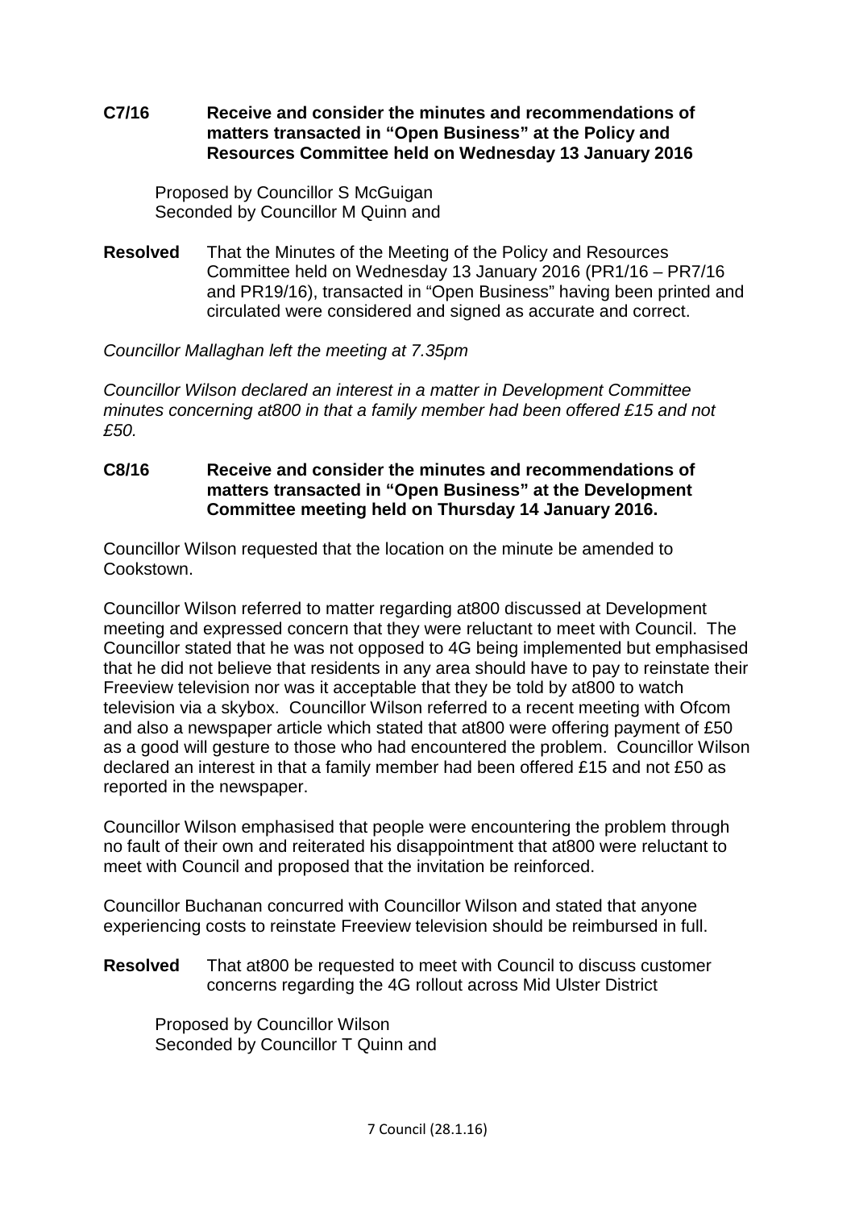**C7/16 Receive and consider the minutes and recommendations of matters transacted in "Open Business" at the Policy and Resources Committee held on Wednesday 13 January 2016**

Proposed by Councillor S McGuigan
Seconded by Councillor M Quinn and

**Resolved** That the Minutes of the Meeting of the Policy and Resources Committee held on Wednesday 13 January 2016 (PR1/16 – PR7/16 and PR19/16), transacted in "Open Business" having been printed and circulated were considered and signed as accurate and correct.

*Councillor Mallaghan left the meeting at 7.35pm*

*Councillor Wilson declared an interest in a matter in Development Committee minutes concerning at800 in that a family member had been offered £15 and not £50.*

**C8/16 Receive and consider the minutes and recommendations of matters transacted in "Open Business" at the Development Committee meeting held on Thursday 14 January 2016.**

Councillor Wilson requested that the location on the minute be amended to Cookstown.

Councillor Wilson referred to matter regarding at800 discussed at Development meeting and expressed concern that they were reluctant to meet with Council. The Councillor stated that he was not opposed to 4G being implemented but emphasised that he did not believe that residents in any area should have to pay to reinstate their Freeview television nor was it acceptable that they be told by at800 to watch television via a skybox. Councillor Wilson referred to a recent meeting with Ofcom and also a newspaper article which stated that at800 were offering payment of £50 as a good will gesture to those who had encountered the problem. Councillor Wilson declared an interest in that a family member had been offered £15 and not £50 as reported in the newspaper.

Councillor Wilson emphasised that people were encountering the problem through no fault of their own and reiterated his disappointment that at800 were reluctant to meet with Council and proposed that the invitation be reinforced.

Councillor Buchanan concurred with Councillor Wilson and stated that anyone experiencing costs to reinstate Freeview television should be reimbursed in full.

**Resolved** That at800 be requested to meet with Council to discuss customer concerns regarding the 4G rollout across Mid Ulster District

Proposed by Councillor Wilson
Seconded by Councillor T Quinn and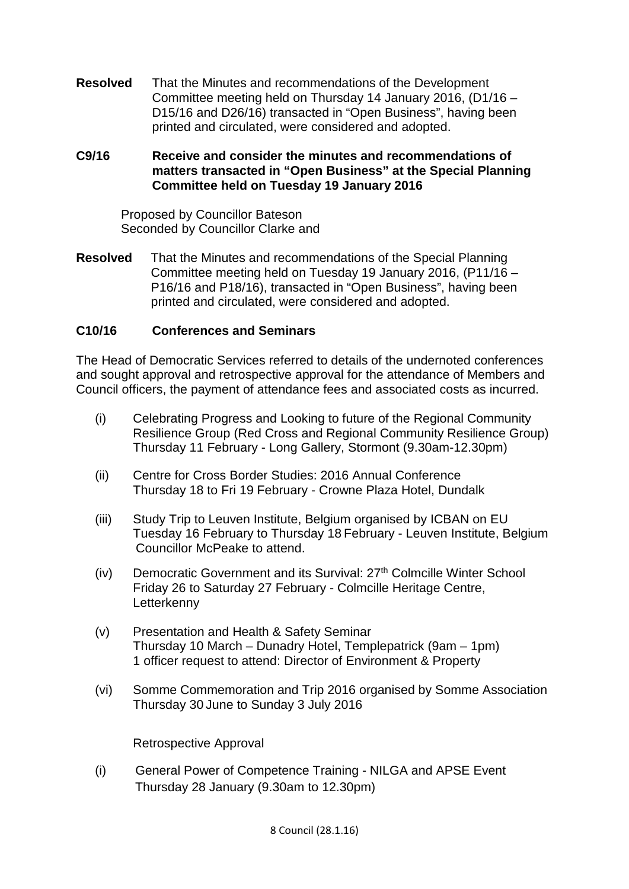**Resolved** That the Minutes and recommendations of the Development Committee meeting held on Thursday 14 January 2016, (D1/16 – D15/16 and D26/16) transacted in "Open Business", having been printed and circulated, were considered and adopted.

**C9/16 Receive and consider the minutes and recommendations of matters transacted in "Open Business" at the Special Planning Committee held on Tuesday 19 January 2016**

Proposed by Councillor Bateson
Seconded by Councillor Clarke and

**Resolved** That the Minutes and recommendations of the Special Planning Committee meeting held on Tuesday 19 January 2016, (P11/16 – P16/16 and P18/16), transacted in "Open Business", having been printed and circulated, were considered and adopted.

**C10/16 Conferences and Seminars**

The Head of Democratic Services referred to details of the undernoted conferences and sought approval and retrospective approval for the attendance of Members and Council officers, the payment of attendance fees and associated costs as incurred.

(i) Celebrating Progress and Looking to future of the Regional Community Resilience Group (Red Cross and Regional Community Resilience Group)
Thursday 11 February - Long Gallery, Stormont (9.30am-12.30pm)

(ii) Centre for Cross Border Studies: 2016 Annual Conference
Thursday 18 to Fri 19 February - Crowne Plaza Hotel, Dundalk

(iii) Study Trip to Leuven Institute, Belgium organised by ICBAN on EU
Tuesday 16 February to Thursday 18 February - Leuven Institute, Belgium
Councillor McPeake to attend.

(iv) Democratic Government and its Survival: 27th Colmcille Winter School
Friday 26 to Saturday 27 February - Colmcille Heritage Centre, Letterkenny

(v) Presentation and Health & Safety Seminar
Thursday 10 March – Dunadry Hotel, Templepatrick (9am – 1pm)
1 officer request to attend: Director of Environment & Property

(vi) Somme Commemoration and Trip 2016 organised by Somme Association
Thursday 30 June to Sunday 3 July 2016

Retrospective Approval

(i) General Power of Competence Training - NILGA and APSE Event
Thursday 28 January (9.30am to 12.30pm)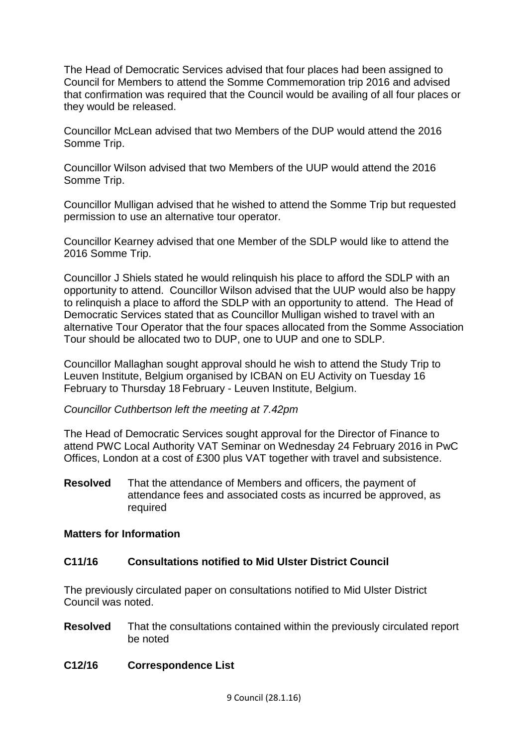The Head of Democratic Services advised that four places had been assigned to Council for Members to attend the Somme Commemoration trip 2016 and advised that confirmation was required that the Council would be availing of all four places or they would be released.

Councillor McLean advised that two Members of the DUP would attend the 2016 Somme Trip.

Councillor Wilson advised that two Members of the UUP would attend the 2016 Somme Trip.

Councillor Mulligan advised that he wished to attend the Somme Trip but requested permission to use an alternative tour operator.

Councillor Kearney advised that one Member of the SDLP would like to attend the 2016 Somme Trip.

Councillor J Shiels stated he would relinquish his place to afford the SDLP with an opportunity to attend. Councillor Wilson advised that the UUP would also be happy to relinquish a place to afford the SDLP with an opportunity to attend. The Head of Democratic Services stated that as Councillor Mulligan wished to travel with an alternative Tour Operator that the four spaces allocated from the Somme Association Tour should be allocated two to DUP, one to UUP and one to SDLP.

Councillor Mallaghan sought approval should he wish to attend the Study Trip to Leuven Institute, Belgium organised by ICBAN on EU Activity on Tuesday 16 February to Thursday 18 February - Leuven Institute, Belgium.

*Councillor Cuthbertson left the meeting at 7.42pm*

The Head of Democratic Services sought approval for the Director of Finance to attend PWC Local Authority VAT Seminar on Wednesday 24 February 2016 in PwC Offices, London at a cost of £300 plus VAT together with travel and subsistence.

**Resolved** That the attendance of Members and officers, the payment of attendance fees and associated costs as incurred be approved, as required

**Matters for Information**

**C11/16 Consultations notified to Mid Ulster District Council**

The previously circulated paper on consultations notified to Mid Ulster District Council was noted.

**Resolved** That the consultations contained within the previously circulated report be noted

**C12/16 Correspondence List**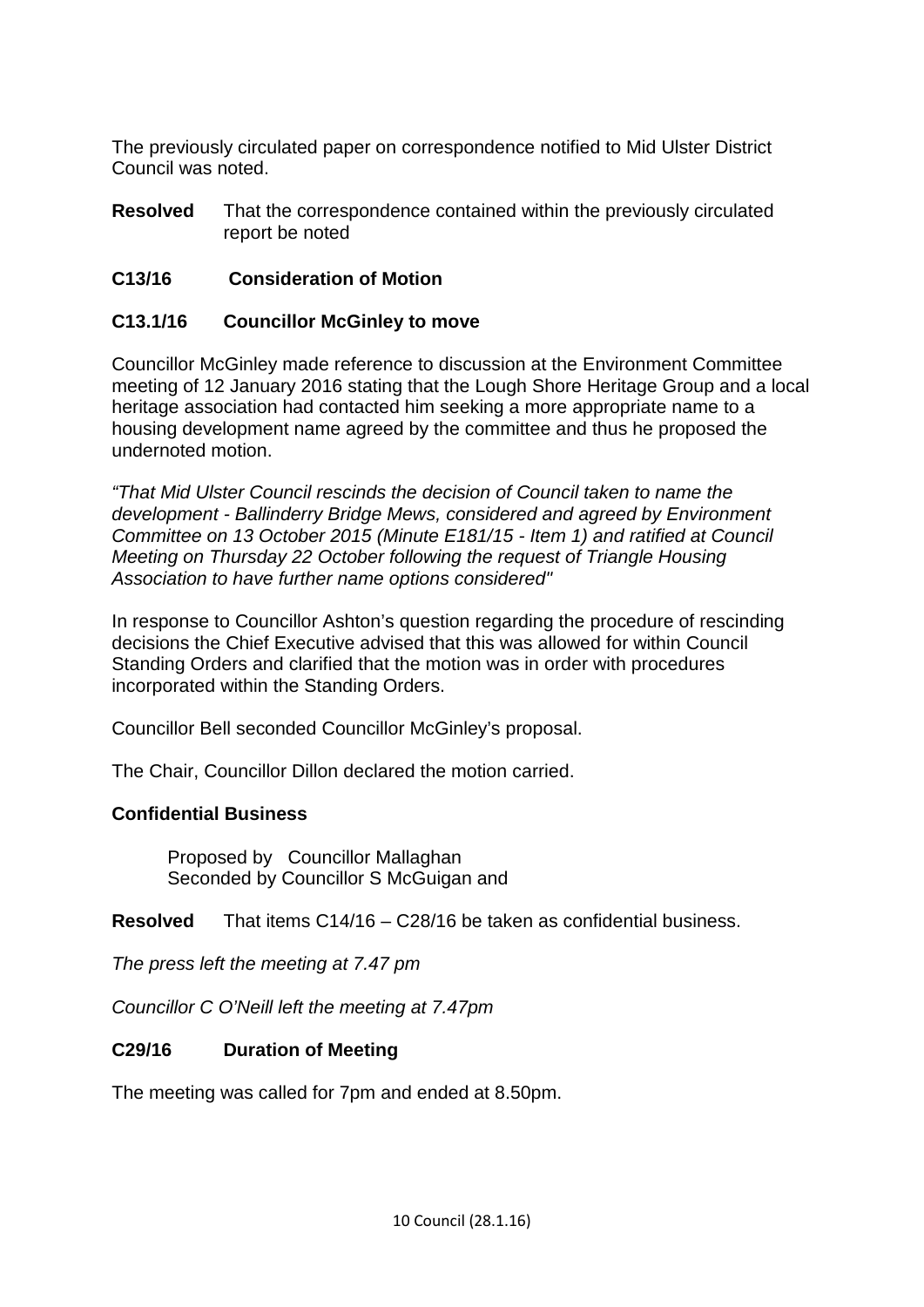The previously circulated paper on correspondence notified to Mid Ulster District Council was noted.

**Resolved** That the correspondence contained within the previously circulated report be noted

**C13/16 Consideration of Motion**

**C13.1/16 Councillor McGinley to move**

Councillor McGinley made reference to discussion at the Environment Committee meeting of 12 January 2016 stating that the Lough Shore Heritage Group and a local heritage association had contacted him seeking a more appropriate name to a housing development name agreed by the committee and thus he proposed the undernoted motion.

*"That Mid Ulster Council rescinds the decision of Council taken to name the development - Ballinderry Bridge Mews, considered and agreed by Environment Committee on 13 October 2015 (Minute E181/15 - Item 1) and ratified at Council Meeting on Thursday 22 October following the request of Triangle Housing Association to have further name options considered"*

In response to Councillor Ashton's question regarding the procedure of rescinding decisions the Chief Executive advised that this was allowed for within Council Standing Orders and clarified that the motion was in order with procedures incorporated within the Standing Orders.

Councillor Bell seconded Councillor McGinley's proposal.

The Chair, Councillor Dillon declared the motion carried.

**Confidential Business**

Proposed by Councillor Mallaghan
Seconded by Councillor S McGuigan and

**Resolved** That items C14/16 – C28/16 be taken as confidential business.

*The press left the meeting at 7.47 pm*

*Councillor C O'Neill left the meeting at 7.47pm*

**C29/16 Duration of Meeting**

The meeting was called for 7pm and ended at 8.50pm.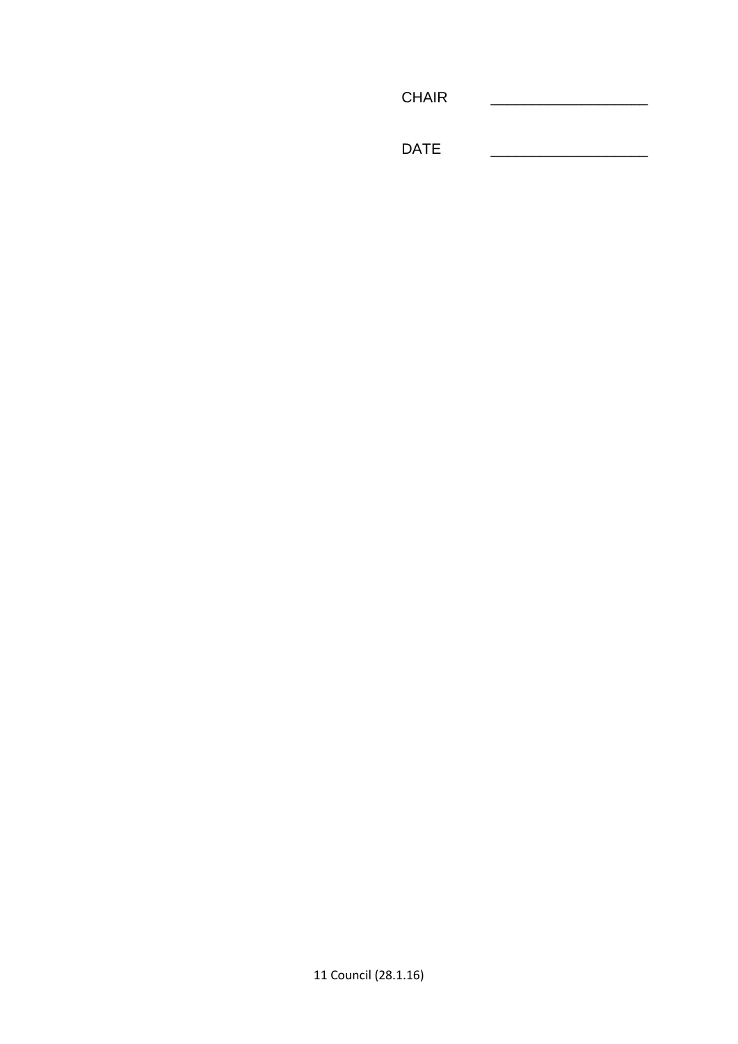CHAIR ___________________

DATE ___________________